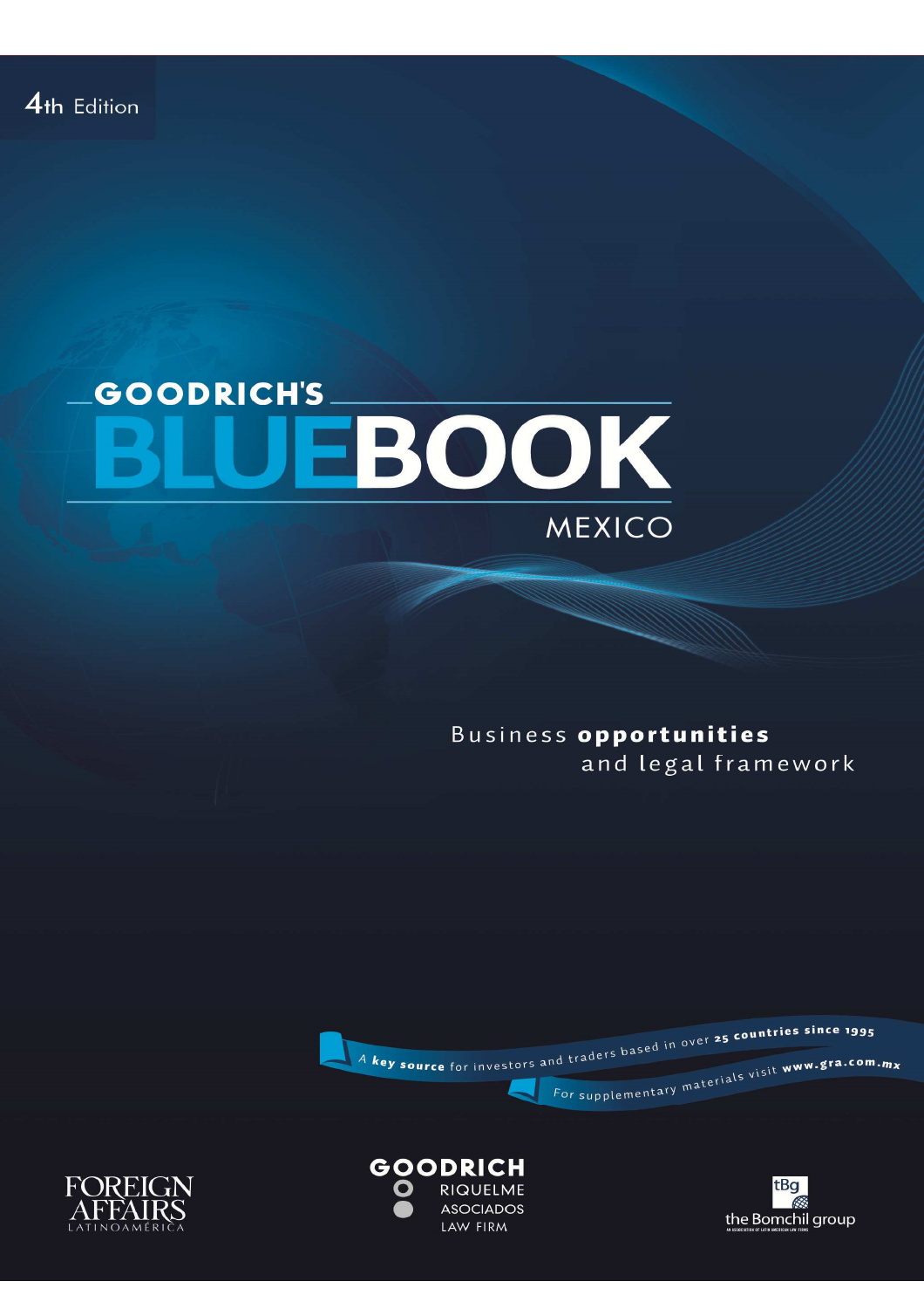4th Edition

# GOODRICH'S BLUEBOOK

## MEXICO

Business **opportunities** and legal framework

A **key source** for investors and traders based in over **25 countries since 1995**

For supplementary materials visit **www.gra.com.mx**

FOREIGN AFFAIRS LATINOAMÉRICA

GOODRICH RIQUELME ASOCIADOS LAW FIRM

tBg the Bomchil group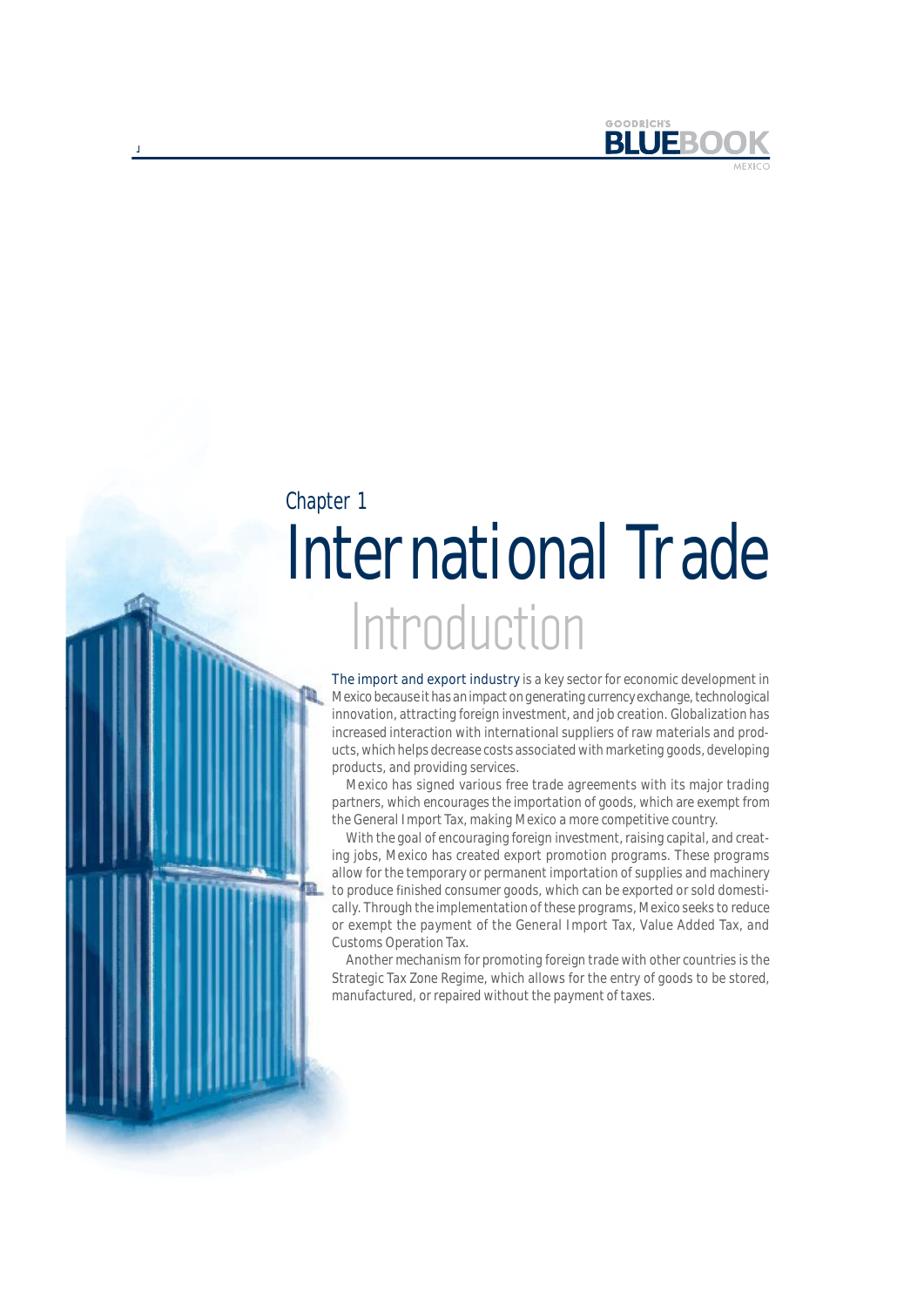# Chapter 1
# International Trade
## Introduction

The import and export industry is a key sector for economic development in Mexico because it has an impact on generating currency exchange, technological innovation, attracting foreign investment, and job creation. Globalization has increased interaction with international suppliers of raw materials and products, which helps decrease costs associated with marketing goods, developing products, and providing services.

Mexico has signed various free trade agreements with its major trading partners, which encourages the importation of goods, which are exempt from the General Import Tax, making Mexico a more competitive country.

With the goal of encouraging foreign investment, raising capital, and creating jobs, Mexico has created export promotion programs. These programs allow for the temporary or permanent importation of supplies and machinery to produce finished consumer goods, which can be exported or sold domestically. Through the implementation of these programs, Mexico seeks to reduce or exempt the payment of the General Import Tax, Value Added Tax, and Customs Operation Tax.

Another mechanism for promoting foreign trade with other countries is the Strategic Tax Zone Regime, which allows for the entry of goods to be stored, manufactured, or repaired without the payment of taxes.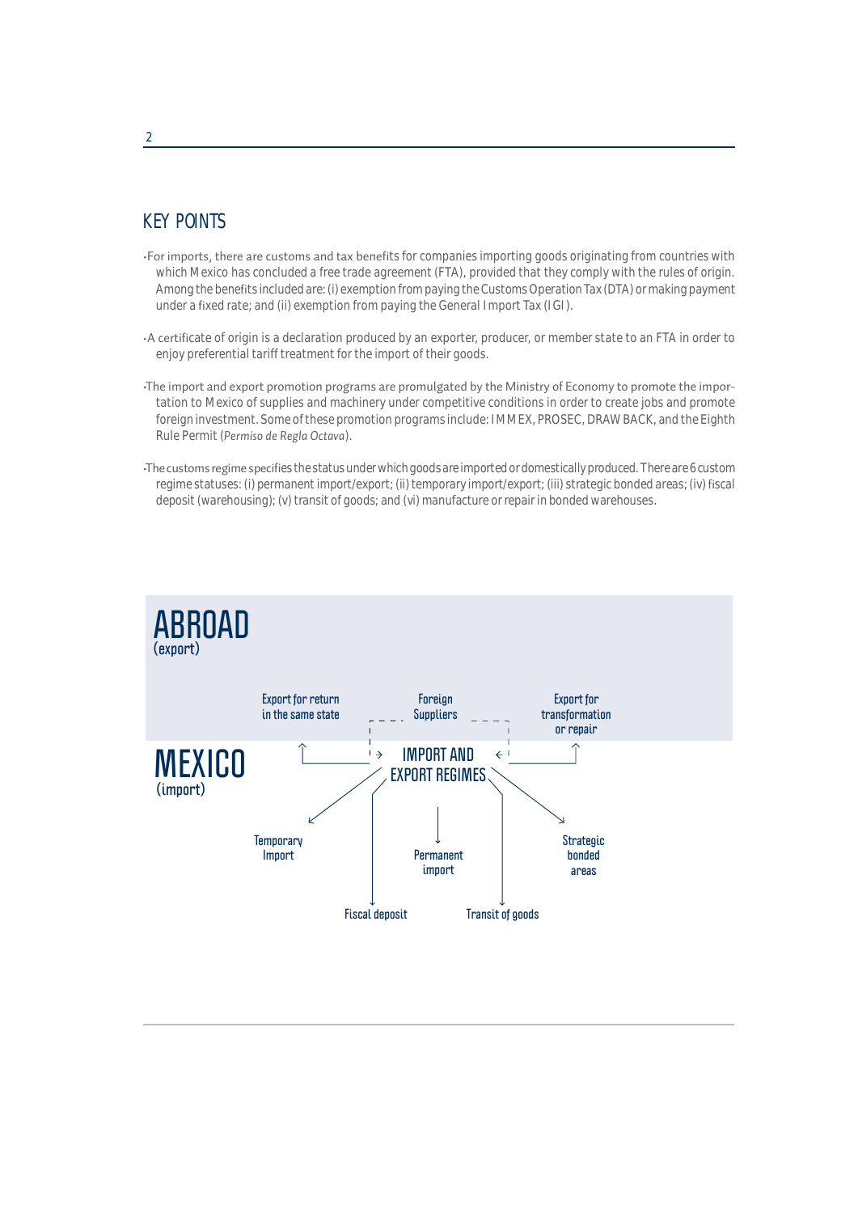## KEY POINTS

- For imports, there are customs and tax benefits for companies importing goods originating from countries with which Mexico has concluded a free trade agreement (FTA), provided that they comply with the rules of origin. Among the benefits included are: (i) exemption from paying the Customs Operation Tax (DTA) or making payment under a fixed rate; and (ii) exemption from paying the General Import Tax (IGI).

- A certificate of origin is a declaration produced by an exporter, producer, or member state to an FTA in order to enjoy preferential tariff treatment for the import of their goods.

- The import and export promotion programs are promulgated by the Ministry of Economy to promote the importation to Mexico of supplies and machinery under competitive conditions in order to create jobs and promote foreign investment. Some of these promotion programs include: IMMEX, PROSEC, DRAWBACK, and the Eighth Rule Permit (*Permiso de Regla Octava*).

- The customs regime specifies the status under which goods are imported or domestically produced. There are 6 custom regime statuses: (i) permanent import/export; (ii) temporary import/export; (iii) strategic bonded areas; (iv) fiscal deposit (warehousing); (v) transit of goods; and (vi) manufacture or repair in bonded warehouses.

**ABROAD** (export)

Export for return in the same state — Foreign Suppliers — Export for transformation or repair

**MEXICO** (import)

IMPORT AND EXPORT REGIMES

Temporary Import — Fiscal deposit — Permanent import — Transit of goods — Strategic bonded areas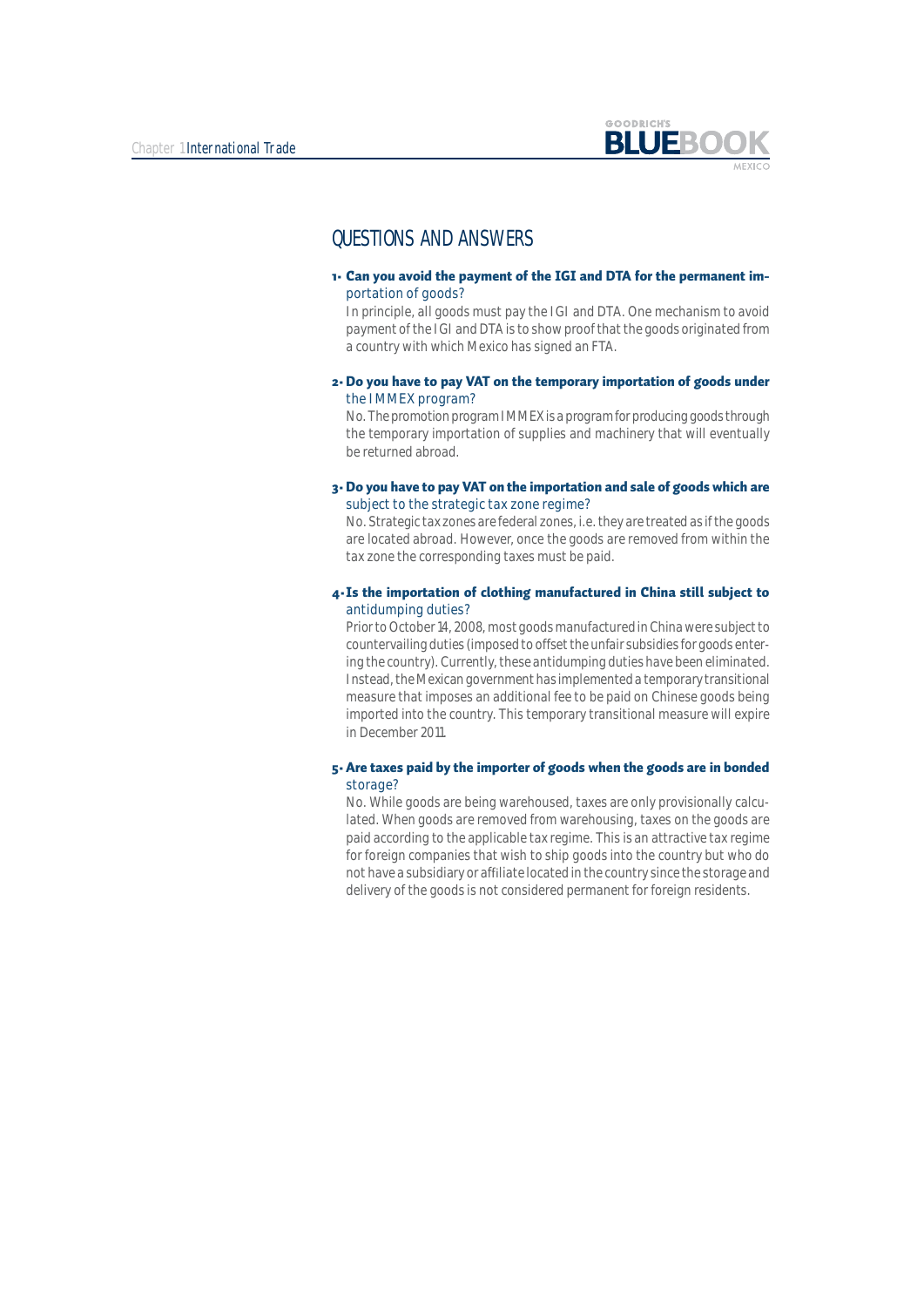## QUESTIONS AND ANSWERS

**1. Can you avoid the payment of the IGI and DTA for the permanent importation of goods?**

In principle, all goods must pay the IGI and DTA. One mechanism to avoid payment of the IGI and DTA is to show proof that the goods originated from a country with which Mexico has signed an FTA.

**2. Do you have to pay VAT on the temporary importation of goods under the IMMEX program?**

No. The promotion program IMMEX is a program for producing goods through the temporary importation of supplies and machinery that will eventually be returned abroad.

**3. Do you have to pay VAT on the importation and sale of goods which are subject to the strategic tax zone regime?**

No. Strategic tax zones are federal zones, i.e. they are treated as if the goods are located abroad. However, once the goods are removed from within the tax zone the corresponding taxes must be paid.

**4. Is the importation of clothing manufactured in China still subject to antidumping duties?**

Prior to October 14, 2008, most goods manufactured in China were subject to countervailing duties (imposed to offset the unfair subsidies for goods entering the country). Currently, these antidumping duties have been eliminated. Instead, the Mexican government has implemented a temporary transitional measure that imposes an additional fee to be paid on Chinese goods being imported into the country. This temporary transitional measure will expire in December 2011.

**5. Are taxes paid by the importer of goods when the goods are in bonded storage?**

No. While goods are being warehoused, taxes are only provisionally calculated. When goods are removed from warehousing, taxes on the goods are paid according to the applicable tax regime. This is an attractive tax regime for foreign companies that wish to ship goods into the country but who do not have a subsidiary or affiliate located in the country since the storage and delivery of the goods is not considered permanent for foreign residents.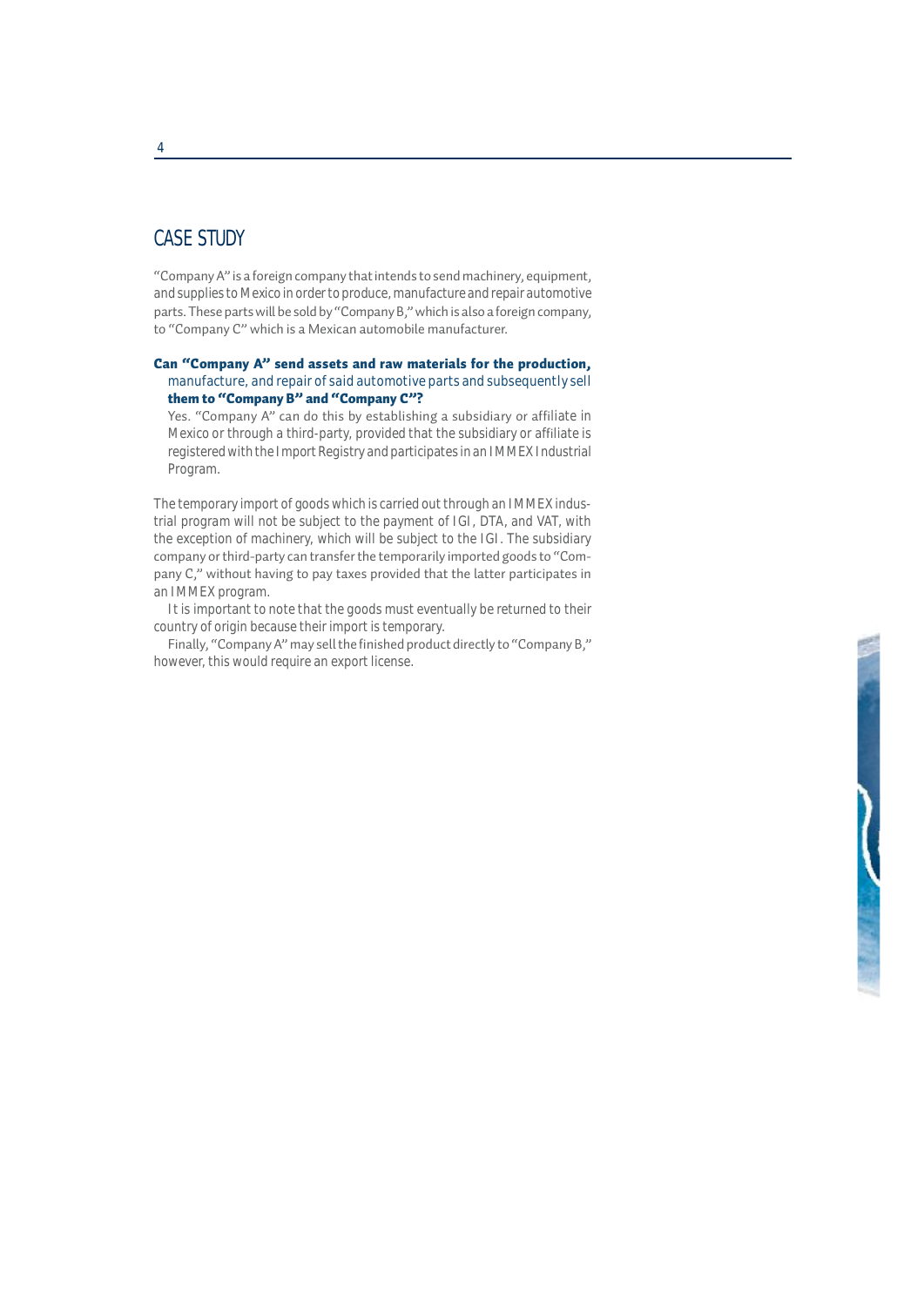## CASE STUDY

"Company A" is a foreign company that intends to send machinery, equipment, and supplies to Mexico in order to produce, manufacture and repair automotive parts. These parts will be sold by "Company B," which is also a foreign company, to "Company C" which is a Mexican automobile manufacturer.

**Can "Company A" send assets and raw materials for the production, manufacture, and repair of said automotive parts and subsequently sell them to "Company B" and "Company C"?**

Yes. "Company A" can do this by establishing a subsidiary or affiliate in Mexico or through a third-party, provided that the subsidiary or affiliate is registered with the Import Registry and participates in an IMMEX Industrial Program.

The temporary import of goods which is carried out through an IMMEX industrial program will not be subject to the payment of IGI, DTA, and VAT, with the exception of machinery, which will be subject to the IGI. The subsidiary company or third-party can transfer the temporarily imported goods to "Company C," without having to pay taxes provided that the latter participates in an IMMEX program.

It is important to note that the goods must eventually be returned to their country of origin because their import is temporary.

Finally, "Company A" may sell the finished product directly to "Company B," however, this would require an export license.